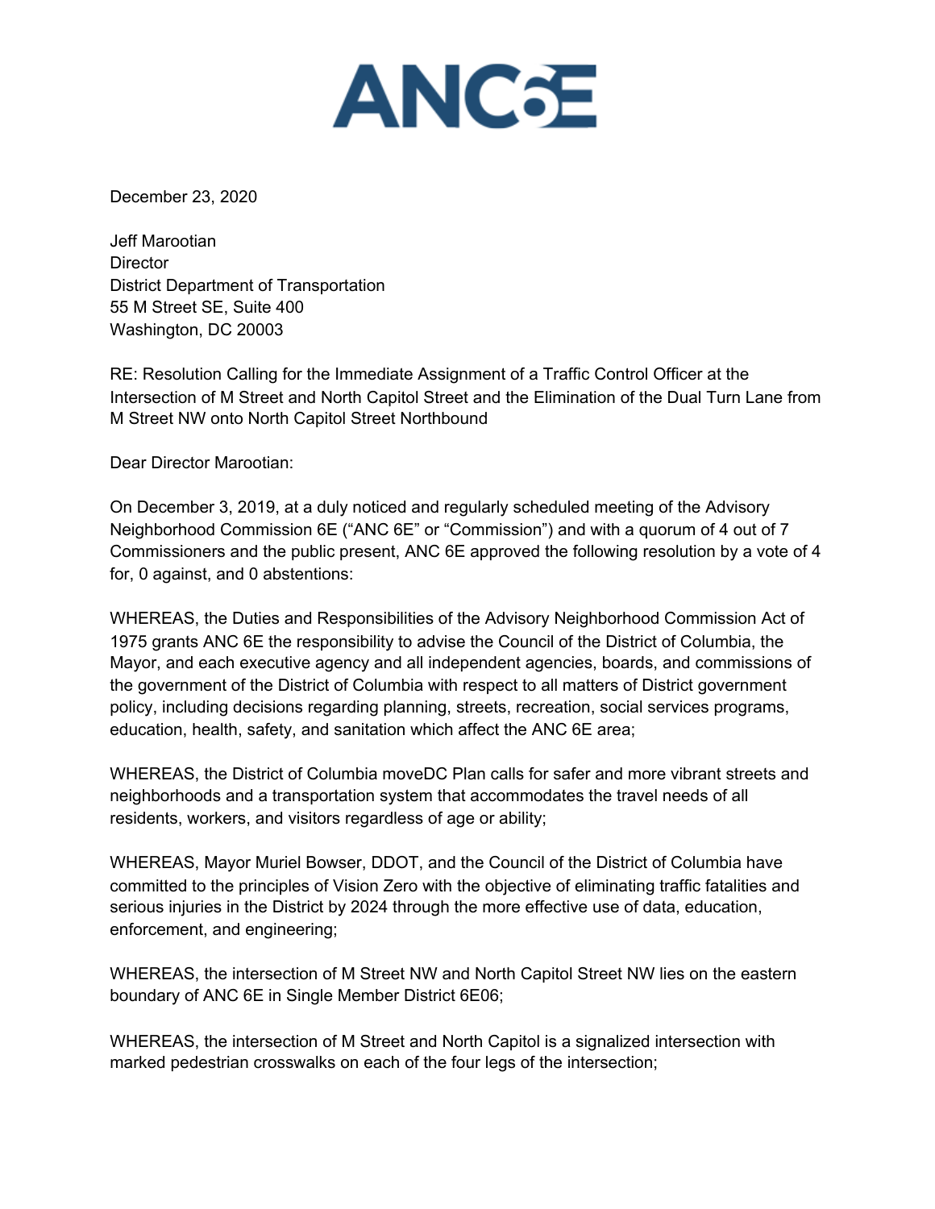# ANC6E

December 23, 2020

Jeff Marootian
Director
District Department of Transportation
55 M Street SE, Suite 400
Washington, DC 20003

RE: Resolution Calling for the Immediate Assignment of a Traffic Control Officer at the Intersection of M Street and North Capitol Street and the Elimination of the Dual Turn Lane from M Street NW onto North Capitol Street Northbound

Dear Director Marootian:

On December 3, 2019, at a duly noticed and regularly scheduled meeting of the Advisory Neighborhood Commission 6E ("ANC 6E" or "Commission") and with a quorum of 4 out of 7 Commissioners and the public present, ANC 6E approved the following resolution by a vote of 4 for, 0 against, and 0 abstentions:

WHEREAS, the Duties and Responsibilities of the Advisory Neighborhood Commission Act of 1975 grants ANC 6E the responsibility to advise the Council of the District of Columbia, the Mayor, and each executive agency and all independent agencies, boards, and commissions of the government of the District of Columbia with respect to all matters of District government policy, including decisions regarding planning, streets, recreation, social services programs, education, health, safety, and sanitation which affect the ANC 6E area;

WHEREAS, the District of Columbia moveDC Plan calls for safer and more vibrant streets and neighborhoods and a transportation system that accommodates the travel needs of all residents, workers, and visitors regardless of age or ability;

WHEREAS, Mayor Muriel Bowser, DDOT, and the Council of the District of Columbia have committed to the principles of Vision Zero with the objective of eliminating traffic fatalities and serious injuries in the District by 2024 through the more effective use of data, education, enforcement, and engineering;

WHEREAS, the intersection of M Street NW and North Capitol Street NW lies on the eastern boundary of ANC 6E in Single Member District 6E06;

WHEREAS, the intersection of M Street and North Capitol is a signalized intersection with marked pedestrian crosswalks on each of the four legs of the intersection;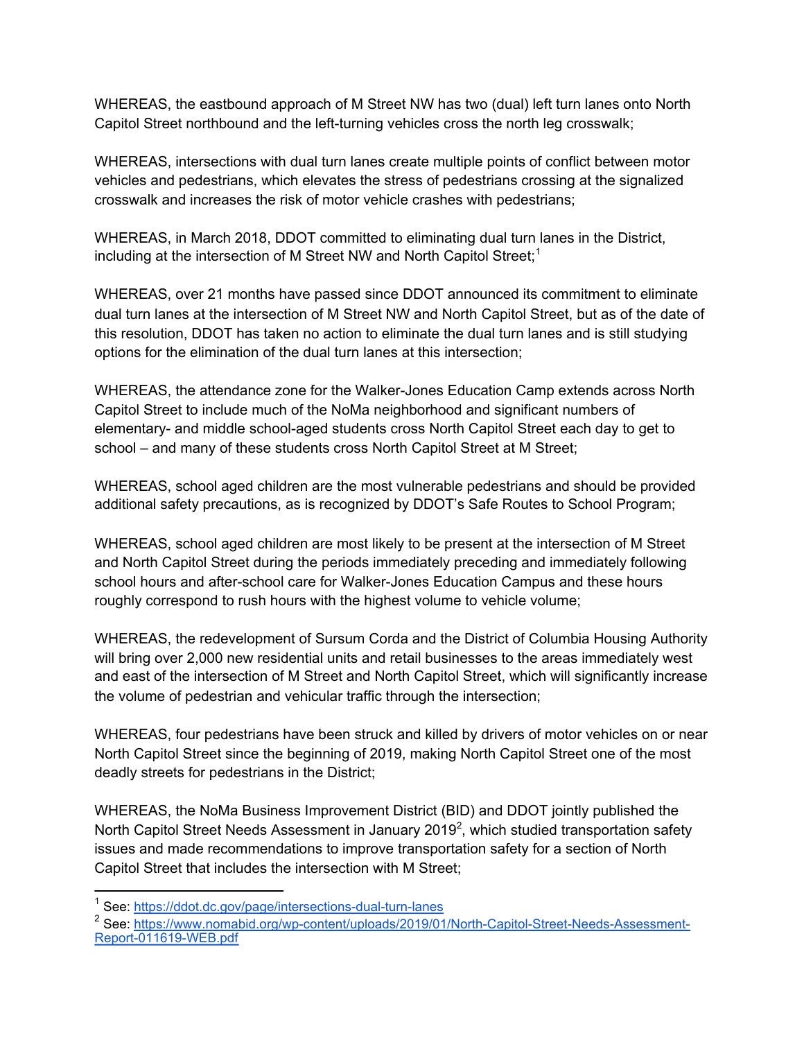WHEREAS, the eastbound approach of M Street NW has two (dual) left turn lanes onto North Capitol Street northbound and the left-turning vehicles cross the north leg crosswalk;

WHEREAS, intersections with dual turn lanes create multiple points of conflict between motor vehicles and pedestrians, which elevates the stress of pedestrians crossing at the signalized crosswalk and increases the risk of motor vehicle crashes with pedestrians;

WHEREAS, in March 2018, DDOT committed to eliminating dual turn lanes in the District, including at the intersection of M Street NW and North Capitol Street;[1]

WHEREAS, over 21 months have passed since DDOT announced its commitment to eliminate dual turn lanes at the intersection of M Street NW and North Capitol Street, but as of the date of this resolution, DDOT has taken no action to eliminate the dual turn lanes and is still studying options for the elimination of the dual turn lanes at this intersection;

WHEREAS, the attendance zone for the Walker-Jones Education Camp extends across North Capitol Street to include much of the NoMa neighborhood and significant numbers of elementary- and middle school-aged students cross North Capitol Street each day to get to school – and many of these students cross North Capitol Street at M Street;

WHEREAS, school aged children are the most vulnerable pedestrians and should be provided additional safety precautions, as is recognized by DDOT's Safe Routes to School Program;

WHEREAS, school aged children are most likely to be present at the intersection of M Street and North Capitol Street during the periods immediately preceding and immediately following school hours and after-school care for Walker-Jones Education Campus and these hours roughly correspond to rush hours with the highest volume to vehicle volume;

WHEREAS, the redevelopment of Sursum Corda and the District of Columbia Housing Authority will bring over 2,000 new residential units and retail businesses to the areas immediately west and east of the intersection of M Street and North Capitol Street, which will significantly increase the volume of pedestrian and vehicular traffic through the intersection;

WHEREAS, four pedestrians have been struck and killed by drivers of motor vehicles on or near North Capitol Street since the beginning of 2019, making North Capitol Street one of the most deadly streets for pedestrians in the District;

WHEREAS, the NoMa Business Improvement District (BID) and DDOT jointly published the North Capitol Street Needs Assessment in January 2019[2], which studied transportation safety issues and made recommendations to improve transportation safety for a section of North Capitol Street that includes the intersection with M Street;

---

[1] See: https://ddot.dc.gov/page/intersections-dual-turn-lanes

[2] See: https://www.nomabid.org/wp-content/uploads/2019/01/North-Capitol-Street-Needs-Assessment-Report-011619-WEB.pdf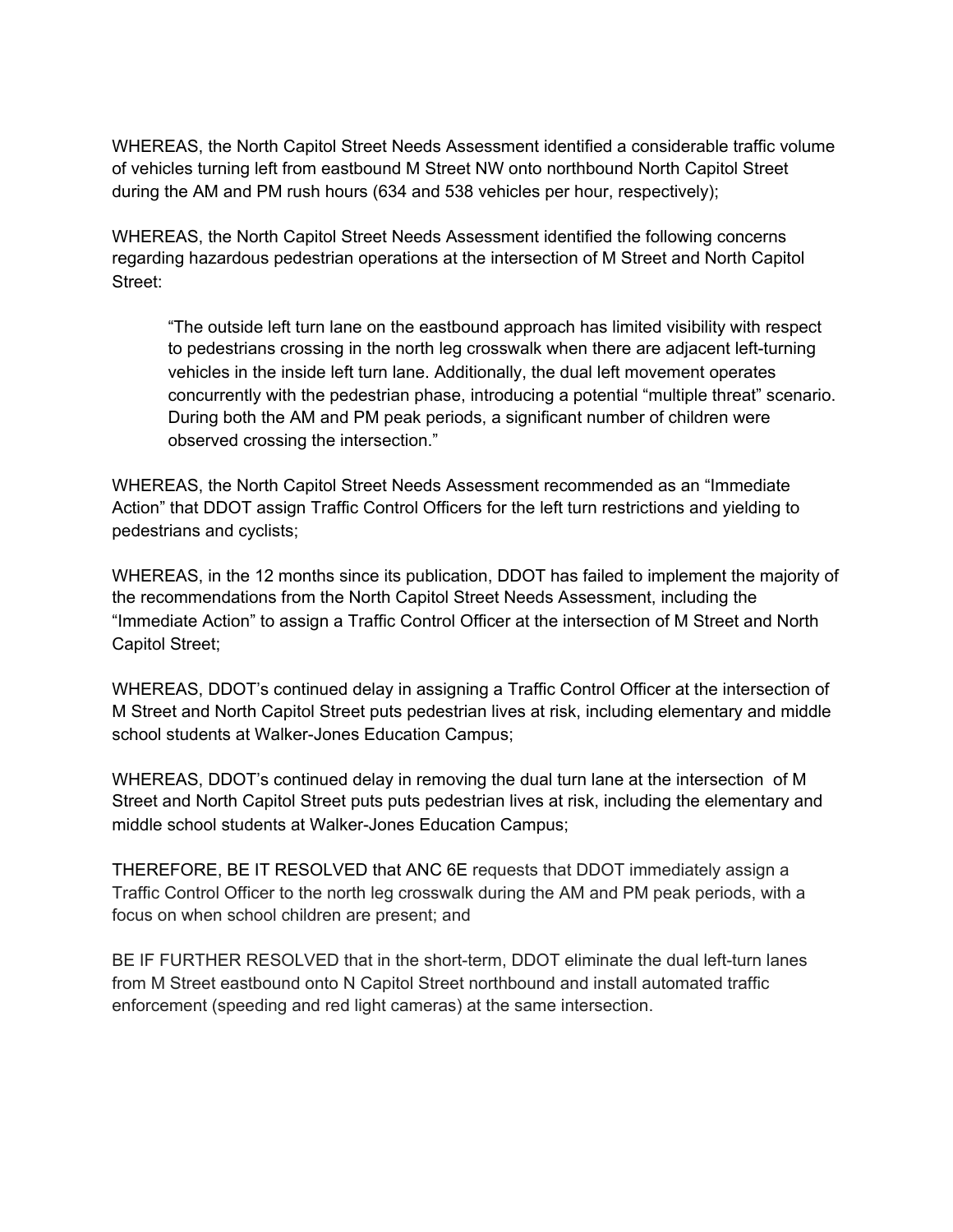WHEREAS, the North Capitol Street Needs Assessment identified a considerable traffic volume of vehicles turning left from eastbound M Street NW onto northbound North Capitol Street during the AM and PM rush hours (634 and 538 vehicles per hour, respectively);

WHEREAS, the North Capitol Street Needs Assessment identified the following concerns regarding hazardous pedestrian operations at the intersection of M Street and North Capitol Street:

> "The outside left turn lane on the eastbound approach has limited visibility with respect to pedestrians crossing in the north leg crosswalk when there are adjacent left-turning vehicles in the inside left turn lane. Additionally, the dual left movement operates concurrently with the pedestrian phase, introducing a potential "multiple threat" scenario. During both the AM and PM peak periods, a significant number of children were observed crossing the intersection."

WHEREAS, the North Capitol Street Needs Assessment recommended as an "Immediate Action" that DDOT assign Traffic Control Officers for the left turn restrictions and yielding to pedestrians and cyclists;

WHEREAS, in the 12 months since its publication, DDOT has failed to implement the majority of the recommendations from the North Capitol Street Needs Assessment, including the "Immediate Action" to assign a Traffic Control Officer at the intersection of M Street and North Capitol Street;

WHEREAS, DDOT's continued delay in assigning a Traffic Control Officer at the intersection of M Street and North Capitol Street puts pedestrian lives at risk, including elementary and middle school students at Walker-Jones Education Campus;

WHEREAS, DDOT's continued delay in removing the dual turn lane at the intersection of M Street and North Capitol Street puts puts pedestrian lives at risk, including the elementary and middle school students at Walker-Jones Education Campus;

THEREFORE, BE IT RESOLVED that ANC 6E requests that DDOT immediately assign a Traffic Control Officer to the north leg crosswalk during the AM and PM peak periods, with a focus on when school children are present; and

BE IF FURTHER RESOLVED that in the short-term, DDOT eliminate the dual left-turn lanes from M Street eastbound onto N Capitol Street northbound and install automated traffic enforcement (speeding and red light cameras) at the same intersection.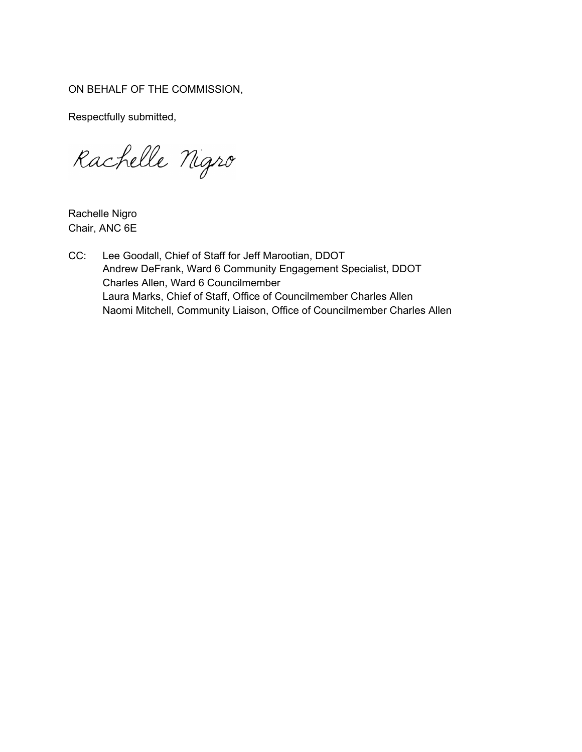ON BEHALF OF THE COMMISSION,

Respectfully submitted,

Rachelle Nigro

Rachelle Nigro
Chair, ANC 6E

CC: Lee Goodall, Chief of Staff for Jeff Marootian, DDOT
Andrew DeFrank, Ward 6 Community Engagement Specialist, DDOT
Charles Allen, Ward 6 Councilmember
Laura Marks, Chief of Staff, Office of Councilmember Charles Allen
Naomi Mitchell, Community Liaison, Office of Councilmember Charles Allen